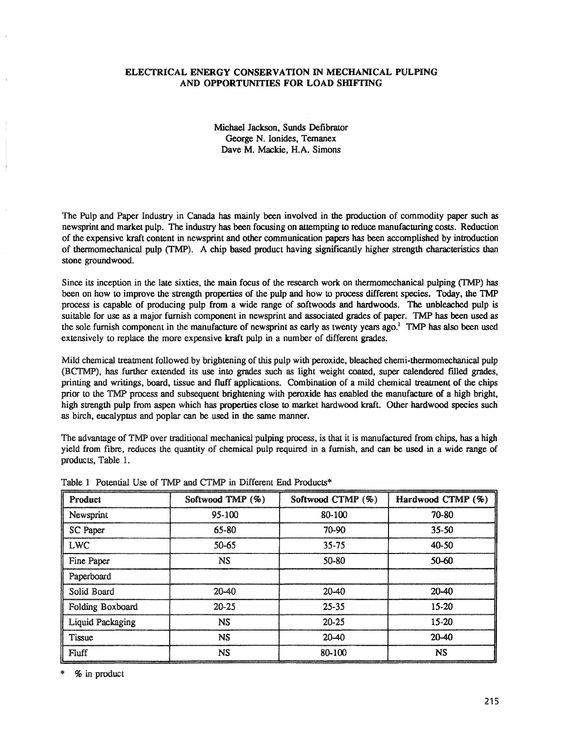# ELECTRICAL ENERGY CONSERVATION IN MECHANICAL PULPING AND OPPORTUNITIES FOR LOAD SHIFTING

Michael Jackson, Sunds Defibrator
George N. Ionides, Temanex
Dave M. Mackie, H.A. Simons

The Pulp and Paper Industry in Canada has mainly been involved in the production of commodity paper such as newsprint and market pulp. The industry has been focusing on attempting to reduce manufacturing costs. Reduction of the expensive kraft content in newsprint and other communication papers has been accomplished by introduction of thermomechanical pulp (TMP). A chip based product having significantly higher strength characteristics than stone groundwood.

Since its inception in the late sixties, the main focus of the research work on thermomechanical pulping (TMP) has been on how to improve the strength properties of the pulp and how to process different species. Today, the TMP process is capable of producing pulp from a wide range of softwoods and hardwoods. The unbleached pulp is suitable for use as a major furnish component in newsprint and associated grades of paper. TMP has been used as the sole furnish component in the manufacture of newsprint as early as twenty years ago.[1] TMP has also been used extensively to replace the more expensive kraft pulp in a number of different grades.

Mild chemical treatment followed by brightening of this pulp with peroxide, bleached chemi-thermomechanical pulp (BCTMP), has further extended its use into grades such as light weight coated, super calendered filled grades, printing and writings, board, tissue and fluff applications. Combination of a mild chemical treatment of the chips prior to the TMP process and subsequent brightening with peroxide has enabled the manufacture of a high bright, high strength pulp from aspen which has properties close to market hardwood kraft. Other hardwood species such as birch, eucalyptus and poplar can be used in the same manner.

The advantage of TMP over traditional mechanical pulping process, is that it is manufactured from chips, has a high yield from fibre, reduces the quantity of chemical pulp required in a furnish, and can be used in a wide range of products, Table 1.

Table 1 Potential Use of TMP and CTMP in Different End Products*

| Product | Softwood TMP (%) | Softwood CTMP (%) | Hardwood CTMP (%) |
|---|---|---|---|
| Newsprint | 95-100 | 80-100 | 70-80 |
| SC Paper | 65-80 | 70-90 | 35-50 |
| LWC | 50-65 | 35-75 | 40-50 |
| Fine Paper | NS | 50-80 | 50-60 |
| Paperboard | | | |
| Solid Board | 20-40 | 20-40 | 20-40 |
| Folding Boxboard | 20-25 | 25-35 | 15-20 |
| Liquid Packaging | NS | 20-25 | 15-20 |
| Tissue | NS | 20-40 | 20-40 |
| Fluff | NS | 80-100 | NS |

\* % in product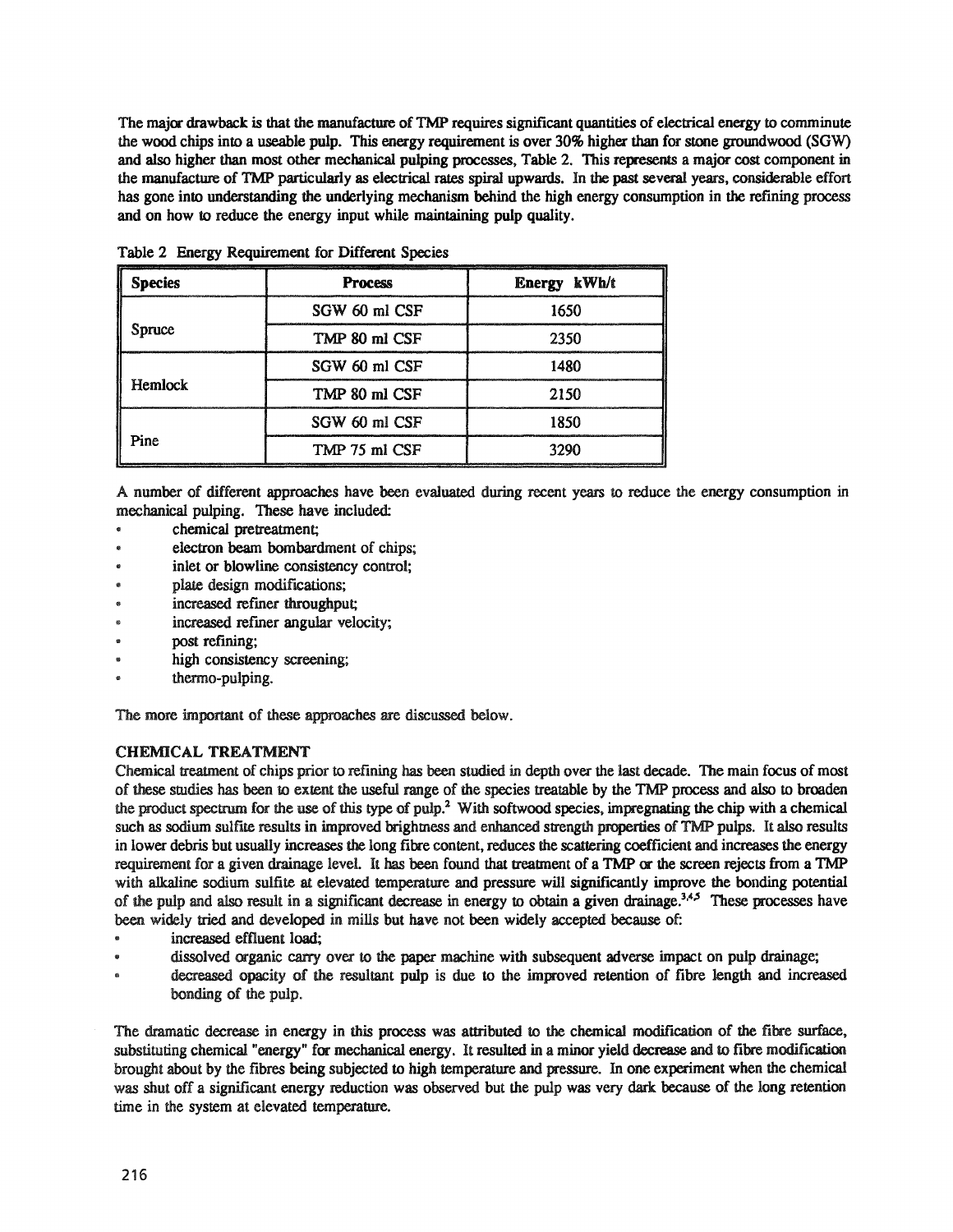The major drawback is that the manufacture of TMP requires significant quantities of electrical energy to comminute the wood chips into a useable pulp. This energy requirement is over 30% higher than for stone groundwood (SGW) and also higher than most other mechanical pulping processes, Table 2. This represents a major cost component in the manufacture of TMP particularly as electrical rates spiral upwards. In the past several years, considerable effort has gone into understanding the underlying mechanism behind the high energy consumption in the refining process and on how to reduce the energy input while maintaining pulp quality.

Table 2 Energy Requirement for Different Species

| Species | Process | Energy kWh/t |
|---|---|---|
| Spruce | SGW 60 ml CSF | 1650 |
| | TMP 80 ml CSF | 2350 |
| Hemlock | SGW 60 ml CSF | 1480 |
| | TMP 80 ml CSF | 2150 |
| Pine | SGW 60 ml CSF | 1850 |
| | TMP 75 ml CSF | 3290 |

A number of different approaches have been evaluated during recent years to reduce the energy consumption in mechanical pulping. These have included:

- chemical pretreatment;
- electron beam bombardment of chips;
- inlet or blowline consistency control;
- plate design modifications;
- increased refiner throughput;
- increased refiner angular velocity;
- post refining;
- high consistency screening;
- thermo-pulping.

The more important of these approaches are discussed below.

## CHEMICAL TREATMENT

Chemical treatment of chips prior to refining has been studied in depth over the last decade. The main focus of most of these studies has been to extent the useful range of the species treatable by the TMP process and also to broaden the product spectrum for the use of this type of pulp.[2] With softwood species, impregnating the chip with a chemical such as sodium sulfite results in improved brightness and enhanced strength properties of TMP pulps. It also results in lower debris but usually increases the long fibre content, reduces the scattering coefficient and increases the energy requirement for a given drainage level. It has been found that treatment of a TMP or the screen rejects from a TMP with alkaline sodium sulfite at elevated temperature and pressure will significantly improve the bonding potential of the pulp and also result in a significant decrease in energy to obtain a given drainage.[3,4,5] These processes have been widely tried and developed in mills but have not been widely accepted because of:

- increased effluent load;
- dissolved organic carry over to the paper machine with subsequent adverse impact on pulp drainage;
- decreased opacity of the resultant pulp is due to the improved retention of fibre length and increased bonding of the pulp.

The dramatic decrease in energy in this process was attributed to the chemical modification of the fibre surface, substituting chemical "energy" for mechanical energy. It resulted in a minor yield decrease and to fibre modification brought about by the fibres being subjected to high temperature and pressure. In one experiment when the chemical was shut off a significant energy reduction was observed but the pulp was very dark because of the long retention time in the system at elevated temperature.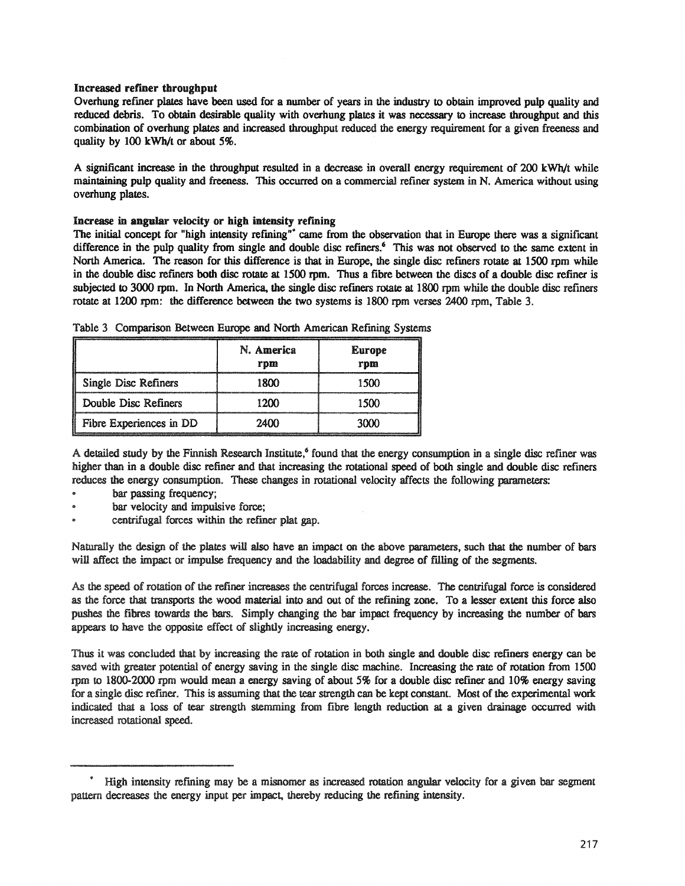**Increased refiner throughput**
Overhung refiner plates have been used for a number of years in the industry to obtain improved pulp quality and reduced debris. To obtain desirable quality with overhung plates it was necessary to increase throughput and this combination of overhung plates and increased throughput reduced the energy requirement for a given freeness and quality by 100 kWh/t or about 5%.

A significant increase in the throughput resulted in a decrease in overall energy requirement of 200 kWh/t while maintaining pulp quality and freeness. This occurred on a commercial refiner system in N. America without using overhung plates.

**Increase in angular velocity or high intensity refining**
The initial concept for "high intensity refining"* came from the observation that in Europe there was a significant difference in the pulp quality from single and double disc refiners.[6] This was not observed to the same extent in North America. The reason for this difference is that in Europe, the single disc refiners rotate at 1500 rpm while in the double disc refiners both disc rotate at 1500 rpm. Thus a fibre between the discs of a double disc refiner is subjected to 3000 rpm. In North America, the single disc refiners rotate at 1800 rpm while the double disc refiners rotate at 1200 rpm: the difference between the two systems is 1800 rpm verses 2400 rpm, Table 3.

Table 3 Comparison Between Europe and North American Refining Systems

| | N. America rpm | Europe rpm |
|---|---|---|
| Single Disc Refiners | 1800 | 1500 |
| Double Disc Refiners | 1200 | 1500 |
| Fibre Experiences in DD | 2400 | 3000 |

A detailed study by the Finnish Research Institute,[6] found that the energy consumption in a single disc refiner was higher than in a double disc refiner and that increasing the rotational speed of both single and double disc refiners reduces the energy consumption. These changes in rotational velocity affects the following parameters:

- bar passing frequency;
- bar velocity and impulsive force;
- centrifugal forces within the refiner plat gap.

Naturally the design of the plates will also have an impact on the above parameters, such that the number of bars will affect the impact or impulse frequency and the loadability and degree of filling of the segments.

As the speed of rotation of the refiner increases the centrifugal forces increase. The centrifugal force is considered as the force that transports the wood material into and out of the refining zone. To a lesser extent this force also pushes the fibres towards the bars. Simply changing the bar impact frequency by increasing the number of bars appears to have the opposite effect of slightly increasing energy.

Thus it was concluded that by increasing the rate of rotation in both single and double disc refiners energy can be saved with greater potential of energy saving in the single disc machine. Increasing the rate of rotation from 1500 rpm to 1800-2000 rpm would mean a energy saving of about 5% for a double disc refiner and 10% energy saving for a single disc refiner. This is assuming that the tear strength can be kept constant. Most of the experimental work indicated that a loss of tear strength stemming from fibre length reduction at a given drainage occurred with increased rotational speed.

---

* High intensity refining may be a misnomer as increased rotation angular velocity for a given bar segment pattern decreases the energy input per impact, thereby reducing the refining intensity.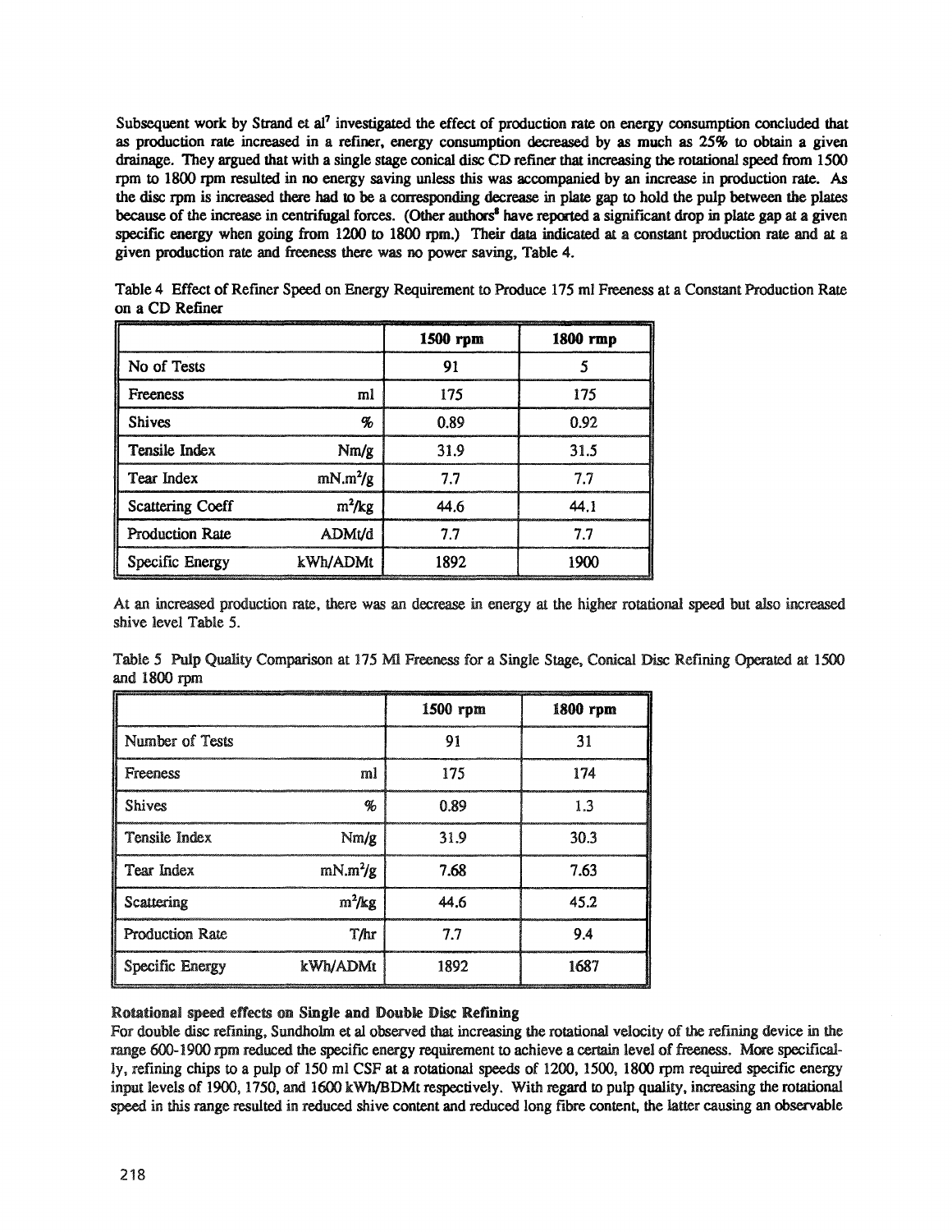Subsequent work by Strand et al[7] investigated the effect of production rate on energy consumption concluded that as production rate increased in a refiner, energy consumption decreased by as much as 25% to obtain a given drainage. They argued that with a single stage conical disc CD refiner that increasing the rotational speed from 1500 rpm to 1800 rpm resulted in no energy saving unless this was accompanied by an increase in production rate. As the disc rpm is increased there had to be a corresponding decrease in plate gap to hold the pulp between the plates because of the increase in centrifugal forces. (Other authors[8] have reported a significant drop in plate gap at a given specific energy when going from 1200 to 1800 rpm.) Their data indicated at a constant production rate and at a given production rate and freeness there was no power saving, Table 4.

Table 4 Effect of Refiner Speed on Energy Requirement to Produce 175 ml Freeness at a Constant Production Rate on a CD Refiner

| | | 1500 rpm | 1800 rmp |
|---|---|---|---|
| No of Tests | | 91 | 5 |
| Freeness | ml | 175 | 175 |
| Shives | % | 0.89 | 0.92 |
| Tensile Index | Nm/g | 31.9 | 31.5 |
| Tear Index | mN.m$^2$/g | 7.7 | 7.7 |
| Scattering Coeff | m$^2$/kg | 44.6 | 44.1 |
| Production Rate | ADMt/d | 7.7 | 7.7 |
| Specific Energy | kWh/ADMt | 1892 | 1900 |

At an increased production rate, there was an decrease in energy at the higher rotational speed but also increased shive level Table 5.

Table 5 Pulp Quality Comparison at 175 Ml Freeness for a Single Stage, Conical Disc Refining Operated at 1500 and 1800 rpm

| | | 1500 rpm | 1800 rpm |
|---|---|---|---|
| Number of Tests | | 91 | 31 |
| Freeness | ml | 175 | 174 |
| Shives | % | 0.89 | 1.3 |
| Tensile Index | Nm/g | 31.9 | 30.3 |
| Tear Index | mN.m$^2$/g | 7.68 | 7.63 |
| Scattering | m$^2$/kg | 44.6 | 45.2 |
| Production Rate | T/hr | 7.7 | 9.4 |
| Specific Energy | kWh/ADMt | 1892 | 1687 |

**Rotational speed effects on Single and Double Disc Refining**

For double disc refining, Sundholm et al observed that increasing the rotational velocity of the refining device in the range 600-1900 rpm reduced the specific energy requirement to achieve a certain level of freeness. More specifically, refining chips to a pulp of 150 ml CSF at a rotational speeds of 1200, 1500, 1800 rpm required specific energy input levels of 1900, 1750, and 1600 kWh/BDMt respectively. With regard to pulp quality, increasing the rotational speed in this range resulted in reduced shive content and reduced long fibre content, the latter causing an observable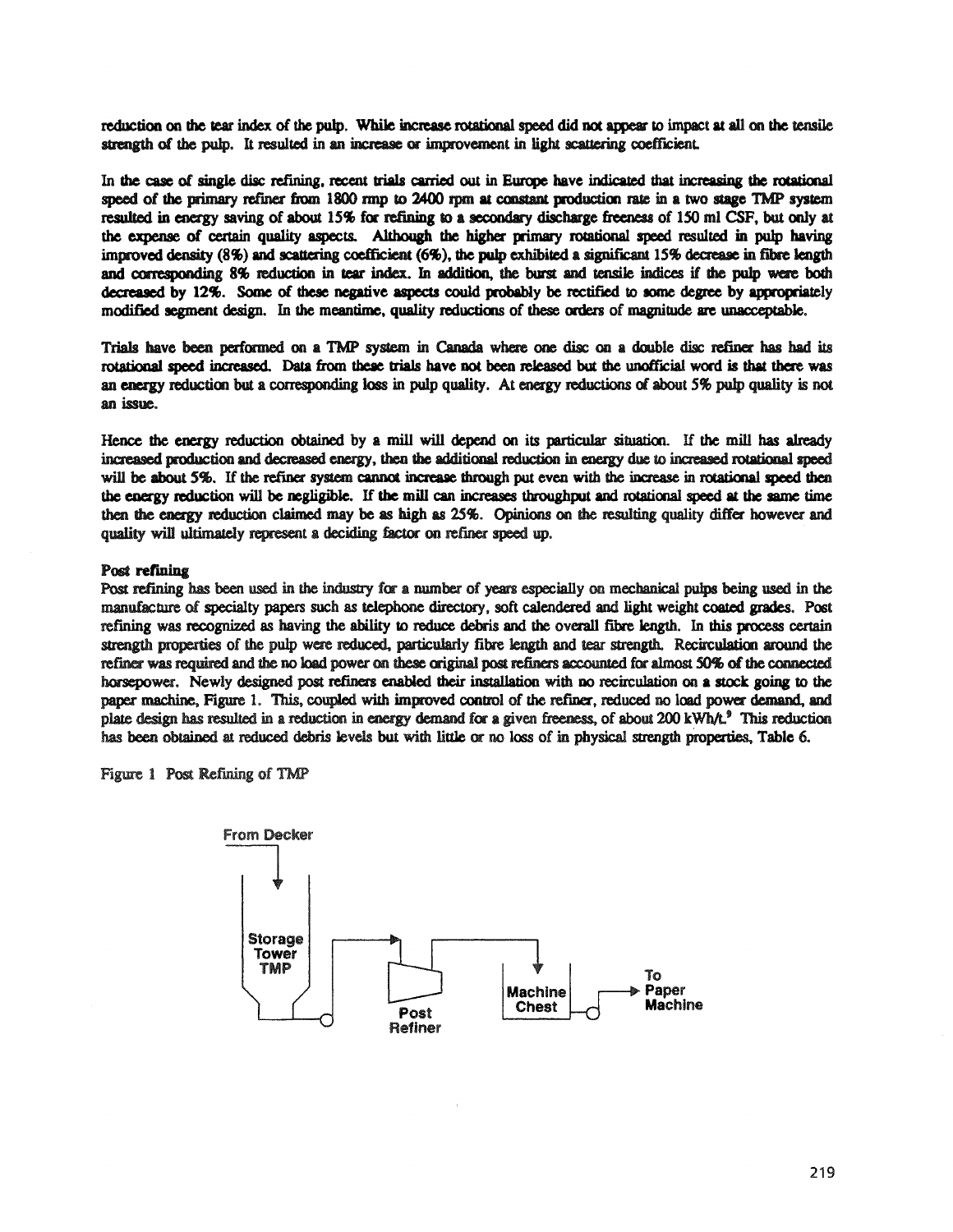reduction on the tear index of the pulp. While increase rotational speed did not appear to impact at all on the tensile strength of the pulp. It resulted in an increase or improvement in light scattering coefficient.

In the case of single disc refining, recent trials carried out in Europe have indicated that increasing the rotational speed of the primary refiner from 1800 rmp to 2400 rpm at constant production rate in a two stage TMP system resulted in energy saving of about 15% for refining to a secondary discharge freeness of 150 ml CSF, but only at the expense of certain quality aspects. Although the higher primary rotational speed resulted in pulp having improved density (8%) and scattering coefficient (6%), the pulp exhibited a significant 15% decrease in fibre length and corresponding 8% reduction in tear index. In addition, the burst and tensile indices if the pulp were both decreased by 12%. Some of these negative aspects could probably be rectified to some degree by appropriately modified segment design. In the meantime, quality reductions of these orders of magnitude are unacceptable.

Trials have been performed on a TMP system in Canada where one disc on a double disc refiner has had its rotational speed increased. Data from these trials have not been released but the unofficial word is that there was an energy reduction but a corresponding loss in pulp quality. At energy reductions of about 5% pulp quality is not an issue.

Hence the energy reduction obtained by a mill will depend on its particular situation. If the mill has already increased production and decreased energy, then the additional reduction in energy due to increased rotational speed will be about 5%. If the refiner system cannot increase through put even with the increase in rotational speed then the energy reduction will be negligible. If the mill can increases throughput and rotational speed at the same time then the energy reduction claimed may be as high as 25%. Opinions on the resulting quality differ however and quality will ultimately represent a deciding factor on refiner speed up.

**Post refining**

Post refining has been used in the industry for a number of years especially on mechanical pulps being used in the manufacture of specialty papers such as telephone directory, soft calendered and light weight coated grades. Post refining was recognized as having the ability to reduce debris and the overall fibre length. In this process certain strength properties of the pulp were reduced, particularly fibre length and tear strength. Recirculation around the refiner was required and the no load power on these original post refiners accounted for almost 50% of the connected horsepower. Newly designed post refiners enabled their installation with no recirculation on a stock going to the paper machine, Figure 1. This, coupled with improved control of the refiner, reduced no load power demand, and plate design has resulted in a reduction in energy demand for a given freeness, of about 200 kWh/t.[9] This reduction has been obtained at reduced debris levels but with little or no loss of in physical strength properties, Table 6.

Figure 1 Post Refining of TMP

From Decker → Storage Tower TMP → Post Refiner → Machine Chest → To Paper Machine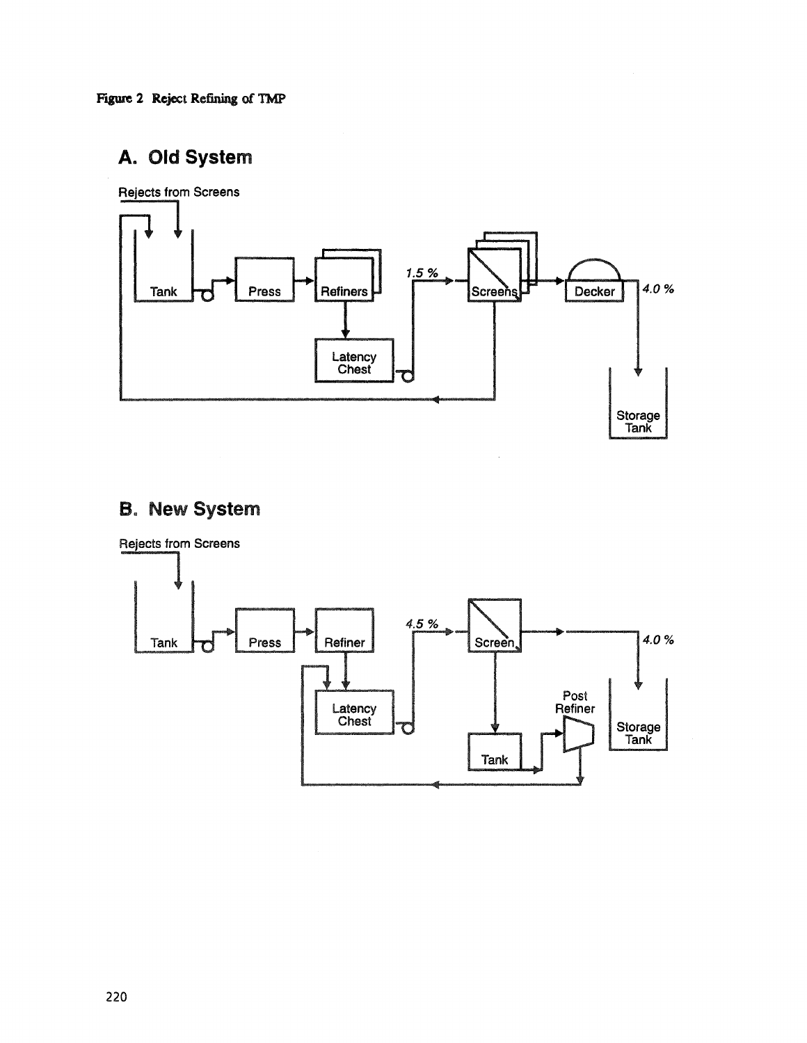**Figure 2 Reject Refining of TMP**

## A. Old System

## B. New System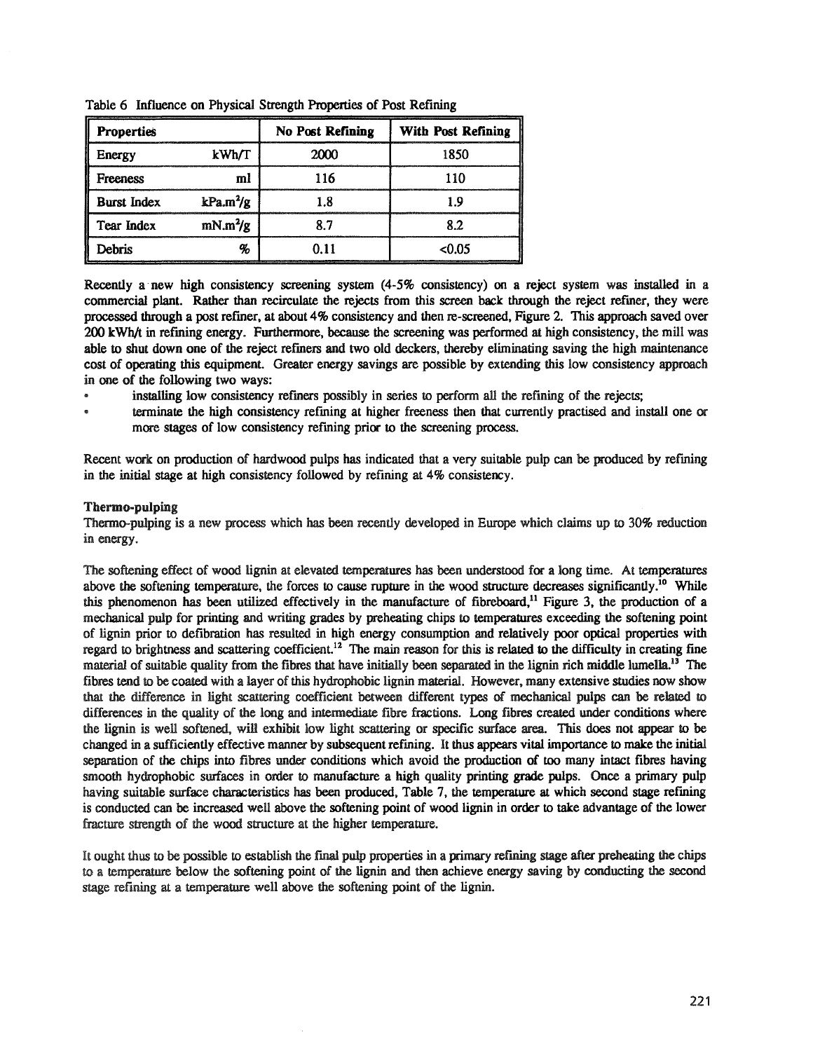Table 6 Influence on Physical Strength Properties of Post Refining

| Properties | | No Post Refining | With Post Refining |
|---|---|---|---|
| Energy | kWh/T | 2000 | 1850 |
| Freeness | ml | 116 | 110 |
| Burst Index | kPa.m$^2$/g | 1.8 | 1.9 |
| Tear Index | mN.m$^2$/g | 8.7 | 8.2 |
| Debris | % | 0.11 | <0.05 |

Recently a new high consistency screening system (4-5% consistency) on a reject system was installed in a commercial plant. Rather than recirculate the rejects from this screen back through the reject refiner, they were processed through a post refiner, at about 4% consistency and then re-screened, Figure 2. This approach saved over 200 kWh/t in refining energy. Furthermore, because the screening was performed at high consistency, the mill was able to shut down one of the reject refiners and two old deckers, thereby eliminating saving the high maintenance cost of operating this equipment. Greater energy savings are possible by extending this low consistency approach in one of the following two ways:

- installing low consistency refiners possibly in series to perform all the refining of the rejects;
- terminate the high consistency refining at higher freeness then that currently practised and install one or more stages of low consistency refining prior to the screening process.

Recent work on production of hardwood pulps has indicated that a very suitable pulp can be produced by refining in the initial stage at high consistency followed by refining at 4% consistency.

**Thermo-pulping**

Thermo-pulping is a new process which has been recently developed in Europe which claims up to 30% reduction in energy.

The softening effect of wood lignin at elevated temperatures has been understood for a long time. At temperatures above the softening temperature, the forces to cause rupture in the wood structure decreases significantly.[10] While this phenomenon has been utilized effectively in the manufacture of fibreboard,[11] Figure 3, the production of a mechanical pulp for printing and writing grades by preheating chips to temperatures exceeding the softening point of lignin prior to defibration has resulted in high energy consumption and relatively poor optical properties with regard to brightness and scattering coefficient.[12] The main reason for this is related to the difficulty in creating fine material of suitable quality from the fibres that have initially been separated in the lignin rich middle lumella.[13] The fibres tend to be coated with a layer of this hydrophobic lignin material. However, many extensive studies now show that the difference in light scattering coefficient between different types of mechanical pulps can be related to differences in the quality of the long and intermediate fibre fractions. Long fibres created under conditions where the lignin is well softened, will exhibit low light scattering or specific surface area. This does not appear to be changed in a sufficiently effective manner by subsequent refining. It thus appears vital importance to make the initial separation of the chips into fibres under conditions which avoid the production of too many intact fibres having smooth hydrophobic surfaces in order to manufacture a high quality printing grade pulps. Once a primary pulp having suitable surface characteristics has been produced, Table 7, the temperature at which second stage refining is conducted can be increased well above the softening point of wood lignin in order to take advantage of the lower fracture strength of the wood structure at the higher temperature.

It ought thus to be possible to establish the final pulp properties in a primary refining stage after preheating the chips to a temperature below the softening point of the lignin and then achieve energy saving by conducting the second stage refining at a temperature well above the softening point of the lignin.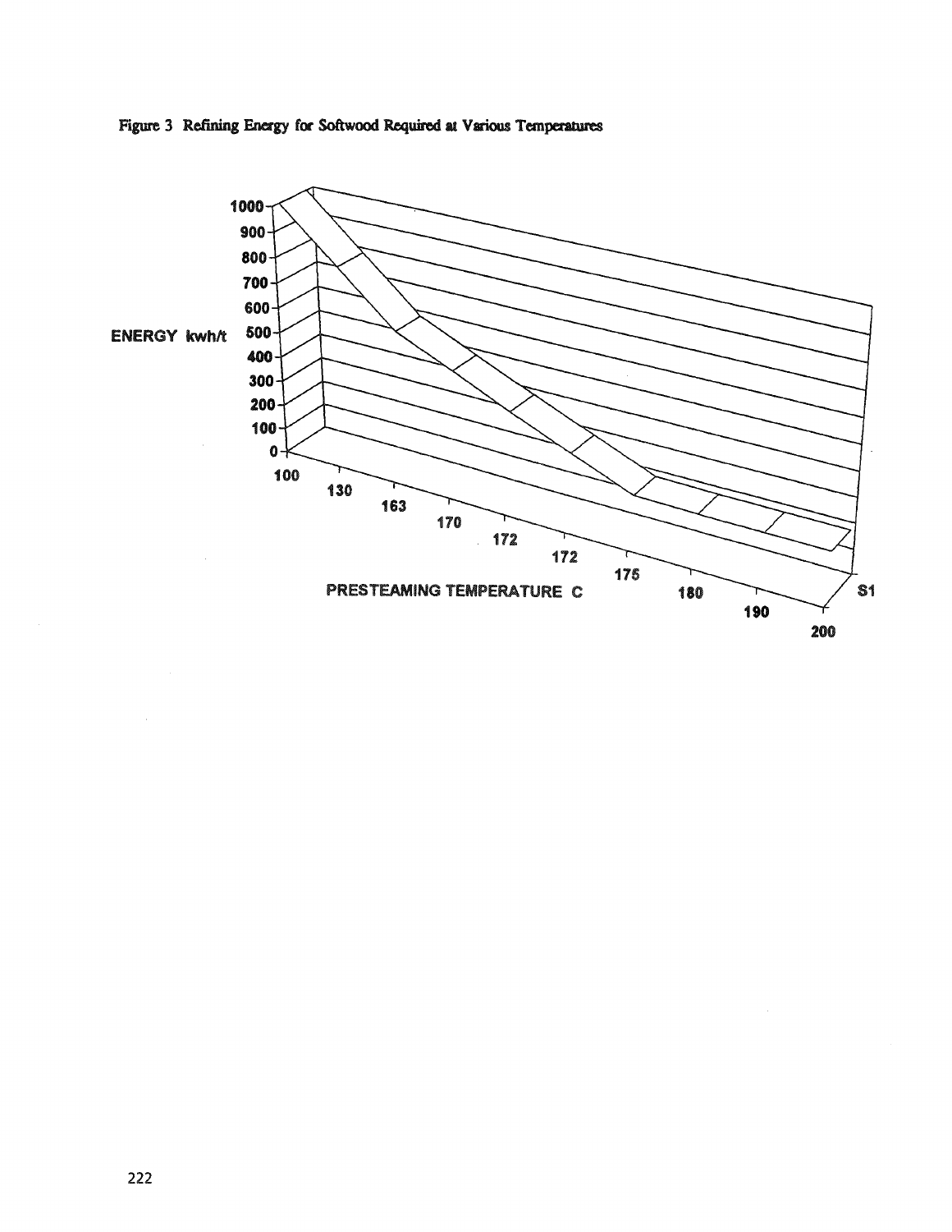Figure 3 Refining Energy for Softwood Required at Various Temperatures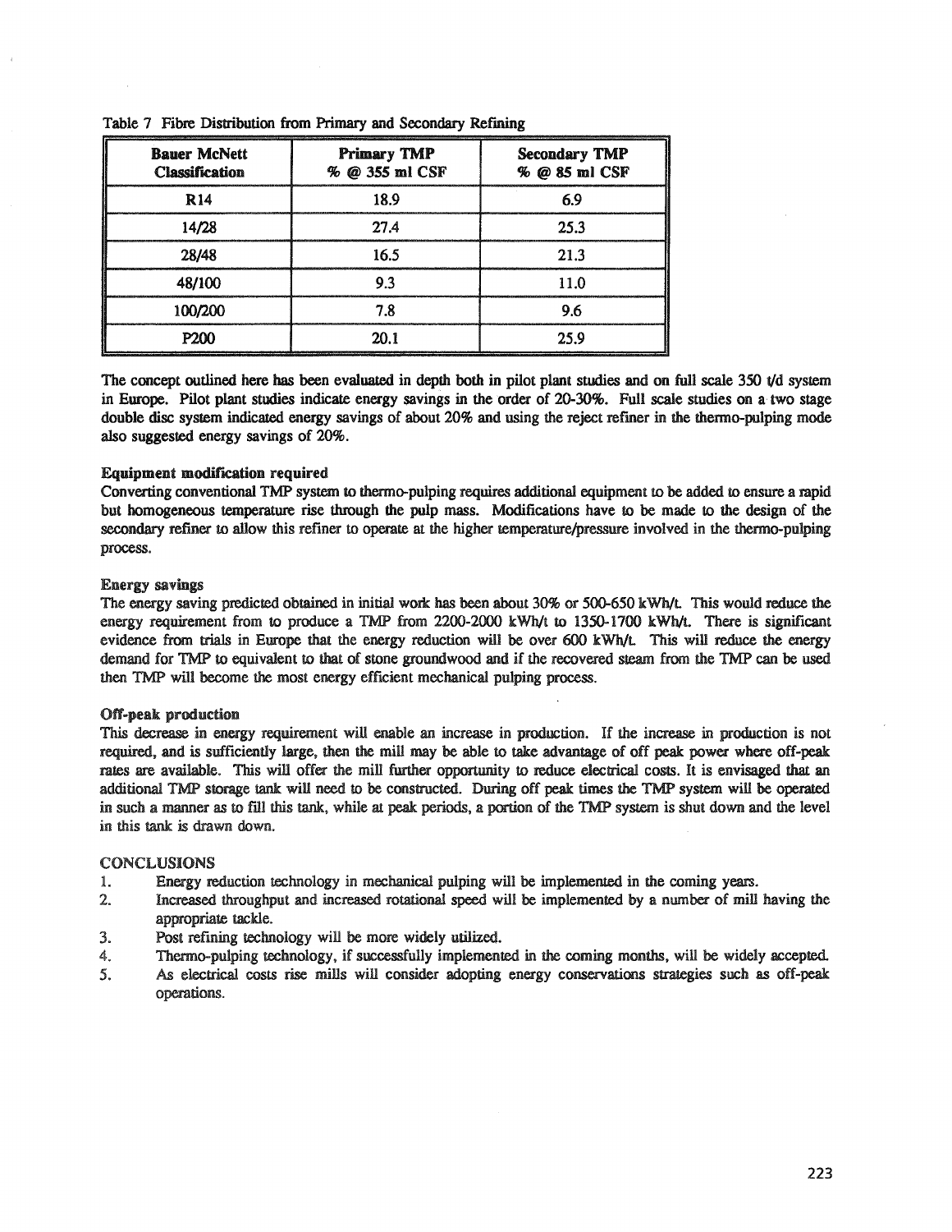Table 7 Fibre Distribution from Primary and Secondary Refining

| Bauer McNett Classification | Primary TMP % @ 355 ml CSF | Secondary TMP % @ 85 ml CSF |
|---|---|---|
| R14 | 18.9 | 6.9 |
| 14/28 | 27.4 | 25.3 |
| 28/48 | 16.5 | 21.3 |
| 48/100 | 9.3 | 11.0 |
| 100/200 | 7.8 | 9.6 |
| P200 | 20.1 | 25.9 |

The concept outlined here has been evaluated in depth both in pilot plant studies and on full scale 350 t/d system in Europe. Pilot plant studies indicate energy savings in the order of 20-30%. Full scale studies on a two stage double disc system indicated energy savings of about 20% and using the reject refiner in the thermo-pulping mode also suggested energy savings of 20%.

**Equipment modification required**

Converting conventional TMP system to thermo-pulping requires additional equipment to be added to ensure a rapid but homogeneous temperature rise through the pulp mass. Modifications have to be made to the design of the secondary refiner to allow this refiner to operate at the higher temperature/pressure involved in the thermo-pulping process.

**Energy savings**

The energy saving predicted obtained in initial work has been about 30% or 500-650 kWh/t. This would reduce the energy requirement from to produce a TMP from 2200-2000 kWh/t to 1350-1700 kWh/t. There is significant evidence from trials in Europe that the energy reduction will be over 600 kWh/t. This will reduce the energy demand for TMP to equivalent to that of stone groundwood and if the recovered steam from the TMP can be used then TMP will become the most energy efficient mechanical pulping process.

**Off-peak production**

This decrease in energy requirement will enable an increase in production. If the increase in production is not required, and is sufficiently large, then the mill may be able to take advantage of off peak power where off-peak rates are available. This will offer the mill further opportunity to reduce electrical costs. It is envisaged that an additional TMP storage tank will need to be constructed. During off peak times the TMP system will be operated in such a manner as to fill this tank, while at peak periods, a portion of the TMP system is shut down and the level in this tank is drawn down.

## CONCLUSIONS

1. Energy reduction technology in mechanical pulping will be implemented in the coming years.
2. Increased throughput and increased rotational speed will be implemented by a number of mill having the appropriate tackle.
3. Post refining technology will be more widely utilized.
4. Thermo-pulping technology, if successfully implemented in the coming months, will be widely accepted.
5. As electrical costs rise mills will consider adopting energy conservations strategies such as off-peak operations.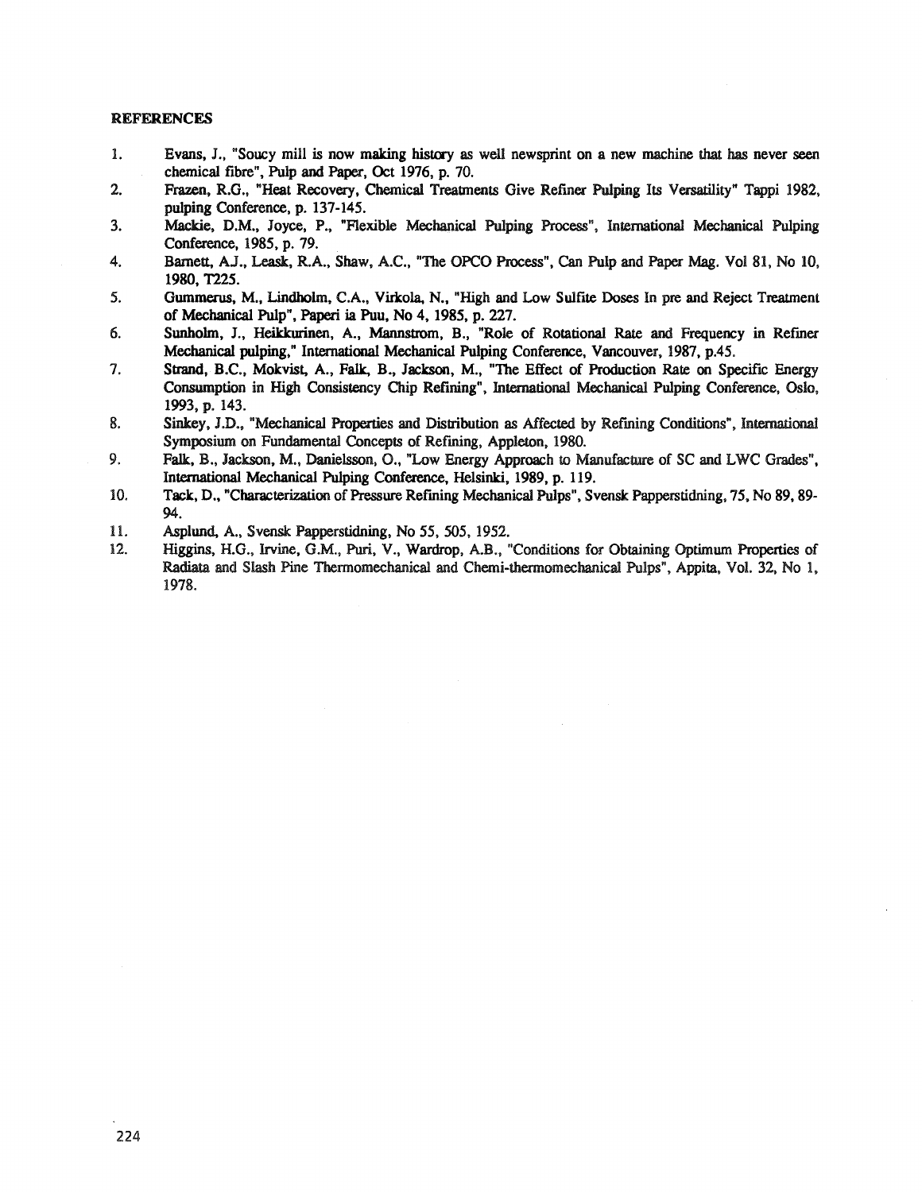**REFERENCES**

1. Evans, J., "Soucy mill is now making history as well newsprint on a new machine that has never seen chemical fibre", Pulp and Paper, Oct 1976, p. 70.
2. Frazen, R.G., "Heat Recovery, Chemical Treatments Give Refiner Pulping Its Versatility" Tappi 1982, pulping Conference, p. 137-145.
3. Mackie, D.M., Joyce, P., "Flexible Mechanical Pulping Process", International Mechanical Pulping Conference, 1985, p. 79.
4. Barnett, A.J., Leask, R.A., Shaw, A.C., "The OPCO Process", Can Pulp and Paper Mag. Vol 81, No 10, 1980, T225.
5. Gummerus, M., Lindholm, C.A., Virkola, N., "High and Low Sulfite Doses In pre and Reject Treatment of Mechanical Pulp", Paperi ia Puu, No 4, 1985, p. 227.
6. Sunholm, J., Heikkurinen, A., Mannstrom, B., "Role of Rotational Rate and Frequency in Refiner Mechanical pulping," International Mechanical Pulping Conference, Vancouver, 1987, p.45.
7. Strand, B.C., Mokvist, A., Falk, B., Jackson, M., "The Effect of Production Rate on Specific Energy Consumption in High Consistency Chip Refining", International Mechanical Pulping Conference, Oslo, 1993, p. 143.
8. Sinkey, J.D., "Mechanical Properties and Distribution as Affected by Refining Conditions", International Symposium on Fundamental Concepts of Refining, Appleton, 1980.
9. Falk, B., Jackson, M., Danielsson, O., "Low Energy Approach to Manufacture of SC and LWC Grades", International Mechanical Pulping Conference, Helsinki, 1989, p. 119.
10. Tack, D., "Characterization of Pressure Refining Mechanical Pulps", Svensk Papperstidning, 75, No 89, 89-94.
11. Asplund, A., Svensk Papperstidning, No 55, 505, 1952.
12. Higgins, H.G., Irvine, G.M., Puri, V., Wardrop, A.B., "Conditions for Obtaining Optimum Properties of Radiata and Slash Pine Thermomechanical and Chemi-thermomechanical Pulps", Appita, Vol. 32, No 1, 1978.